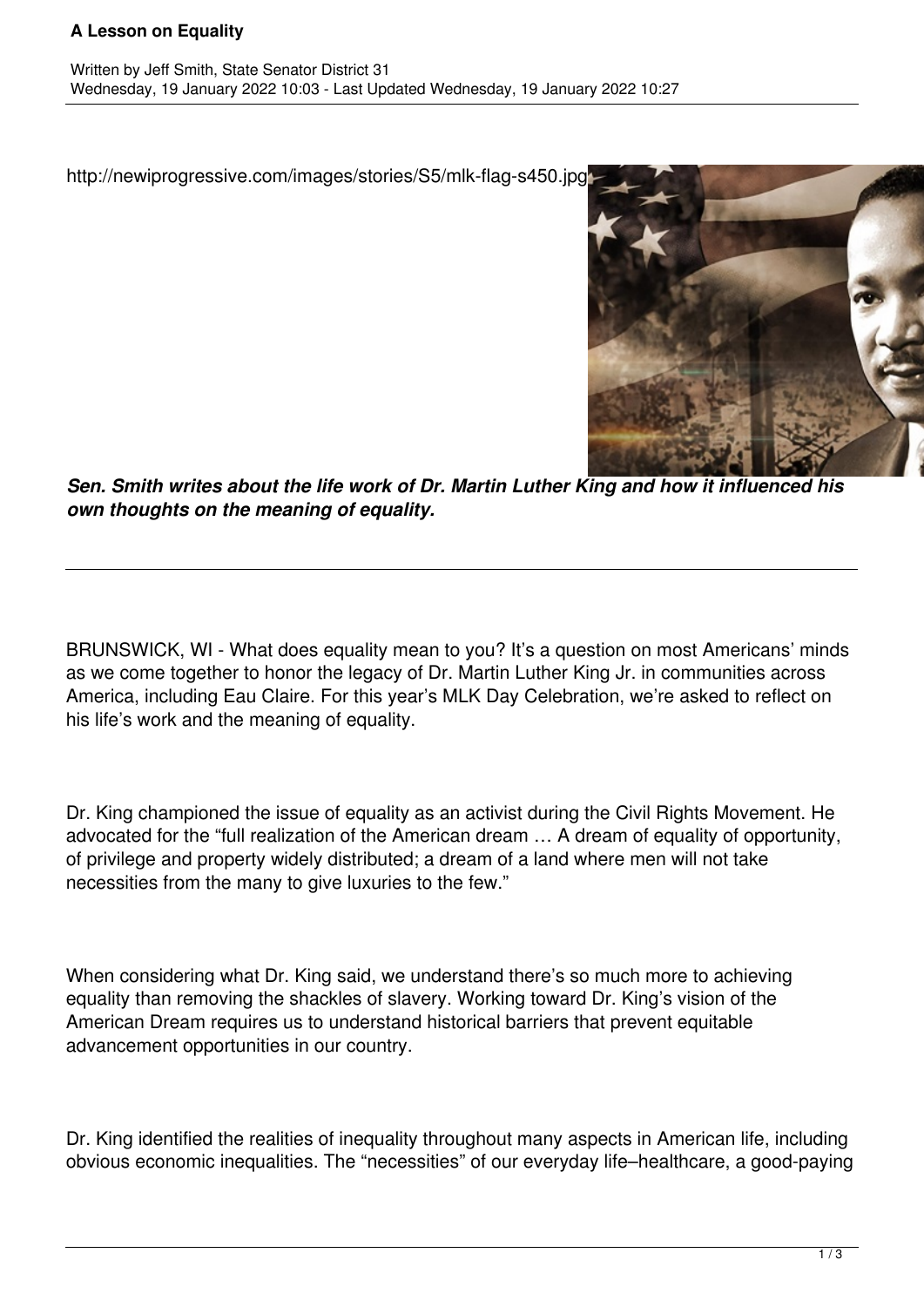# A Lesson on Equality

Written by Jeff Smith, State Senator District 31
Wednesday, 19 January 2022 10:03 - Last Updated Wednesday, 19 January 2022 10:27

http://newiprogressive.com/images/stories/S5/mlk-flag-s450.jpg

***Sen. Smith writes about the life work of Dr. Martin Luther King and how it influenced his own thoughts on the meaning of equality.***

---

BRUNSWICK, WI - What does equality mean to you? It's a question on most Americans' minds as we come together to honor the legacy of Dr. Martin Luther King Jr. in communities across America, including Eau Claire. For this year's MLK Day Celebration, we're asked to reflect on his life's work and the meaning of equality.

Dr. King championed the issue of equality as an activist during the Civil Rights Movement. He advocated for the "full realization of the American dream … A dream of equality of opportunity, of privilege and property widely distributed; a dream of a land where men will not take necessities from the many to give luxuries to the few."

When considering what Dr. King said, we understand there's so much more to achieving equality than removing the shackles of slavery. Working toward Dr. King's vision of the American Dream requires us to understand historical barriers that prevent equitable advancement opportunities in our country.

Dr. King identified the realities of inequality throughout many aspects in American life, including obvious economic inequalities. The "necessities" of our everyday life–healthcare, a good-paying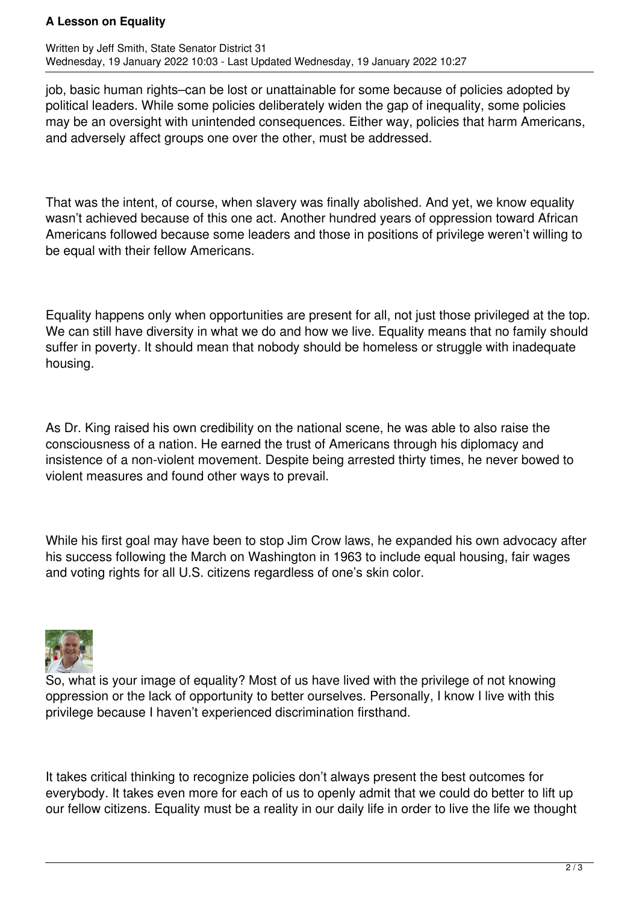job, basic human rights–can be lost or unattainable for some because of policies adopted by political leaders. While some policies deliberately widen the gap of inequality, some policies may be an oversight with unintended consequences. Either way, policies that harm Americans, and adversely affect groups one over the other, must be addressed.

That was the intent, of course, when slavery was finally abolished. And yet, we know equality wasn't achieved because of this one act. Another hundred years of oppression toward African Americans followed because some leaders and those in positions of privilege weren't willing to be equal with their fellow Americans.

Equality happens only when opportunities are present for all, not just those privileged at the top. We can still have diversity in what we do and how we live. Equality means that no family should suffer in poverty. It should mean that nobody should be homeless or struggle with inadequate housing.

As Dr. King raised his own credibility on the national scene, he was able to also raise the consciousness of a nation. He earned the trust of Americans through his diplomacy and insistence of a non-violent movement. Despite being arrested thirty times, he never bowed to violent measures and found other ways to prevail.

While his first goal may have been to stop Jim Crow laws, he expanded his own advocacy after his success following the March on Washington in 1963 to include equal housing, fair wages and voting rights for all U.S. citizens regardless of one's skin color.

So, what is your image of equality? Most of us have lived with the privilege of not knowing oppression or the lack of opportunity to better ourselves. Personally, I know I live with this privilege because I haven't experienced discrimination firsthand.

It takes critical thinking to recognize policies don't always present the best outcomes for everybody. It takes even more for each of us to openly admit that we could do better to lift up our fellow citizens. Equality must be a reality in our daily life in order to live the life we thought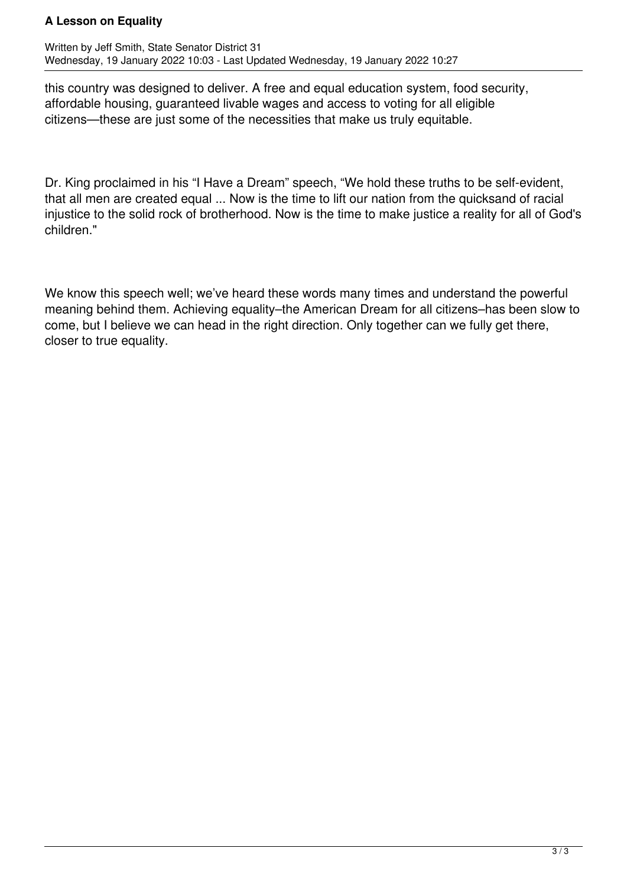this country was designed to deliver. A free and equal education system, food security, affordable housing, guaranteed livable wages and access to voting for all eligible citizens—these are just some of the necessities that make us truly equitable.

Dr. King proclaimed in his "I Have a Dream" speech, "We hold these truths to be self-evident, that all men are created equal ... Now is the time to lift our nation from the quicksand of racial injustice to the solid rock of brotherhood. Now is the time to make justice a reality for all of God's children."

We know this speech well; we've heard these words many times and understand the powerful meaning behind them. Achieving equality–the American Dream for all citizens–has been slow to come, but I believe we can head in the right direction. Only together can we fully get there, closer to true equality.